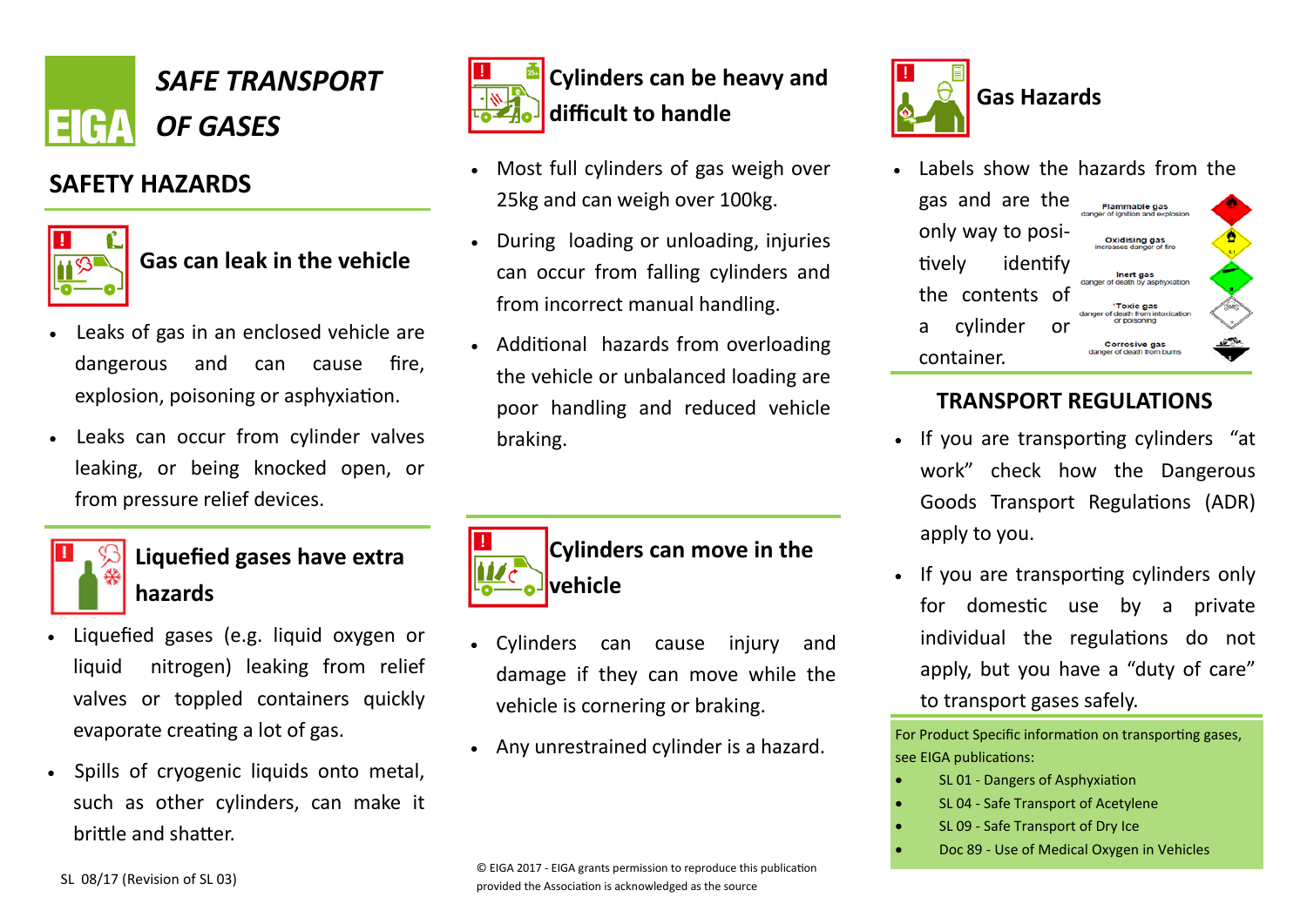# SAFE TRANSPORT OF GASES

## SAFETY HAZARDS

### Gas can leak in the vehicle

- Leaks of gas in an enclosed vehicle are dangerous and can cause fire, explosion, poisoning or asphyxiation.
- Leaks can occur from cylinder valves leaking, or being knocked open, or from pressure relief devices.

### Liquefied gases have extra hazards

- Liquefied gases (e.g. liquid oxygen or liquid nitrogen) leaking from relief valves or toppled containers quickly evaporate creating a lot of gas.
- Spills of cryogenic liquids onto metal, such as other cylinders, can make it brittle and shatter.

### Cylinders can be heavy and difficult to handle

- Most full cylinders of gas weigh over 25kg and can weigh over 100kg.
- During loading or unloading, injuries can occur from falling cylinders and from incorrect manual handling.
- Additional hazards from overloading the vehicle or unbalanced loading are poor handling and reduced vehicle braking.

### Cylinders can move in the vehicle

- Cylinders can cause injury and damage if they can move while the vehicle is cornering or braking.
- Any unrestrained cylinder is a hazard.

### Gas Hazards

- Labels show the hazards from the gas and are the only way to positively identify the contents of a cylinder or container.

Flammable gas – danger of ignition and explosion
Oxidising gas – increases danger of fire
Inert gas – danger of death by asphyxiation
Toxic gas – danger of death from intoxication or poisoning
Corrosive gas – danger of death from burns

## TRANSPORT REGULATIONS

- If you are transporting cylinders "at work" check how the Dangerous Goods Transport Regulations (ADR) apply to you.
- If you are transporting cylinders only for domestic use by a private individual the regulations do not apply, but you have a "duty of care" to transport gases safely.

For Product Specific information on transporting gases, see EIGA publications:

- SL 01 - Dangers of Asphyxiation
- SL 04 - Safe Transport of Acetylene
- SL 09 - Safe Transport of Dry Ice
- Doc 89 - Use of Medical Oxygen in Vehicles

SL 08/17 (Revision of SL 03)

© EIGA 2017 - EIGA grants permission to reproduce this publication provided the Association is acknowledged as the source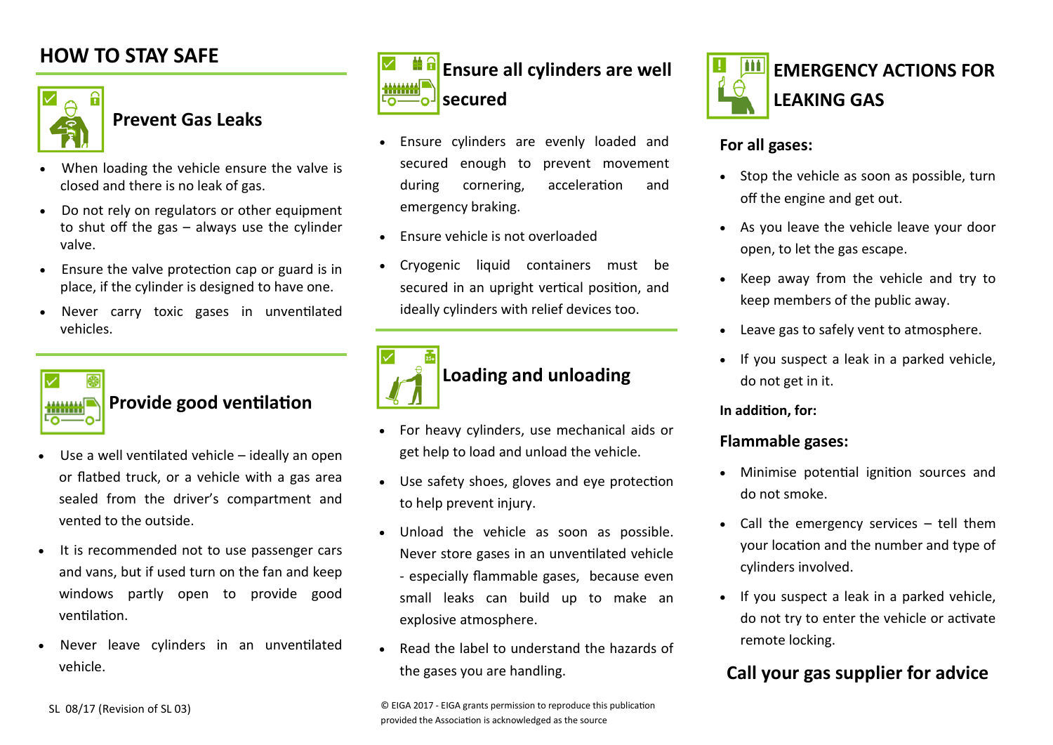# HOW TO STAY SAFE

## Prevent Gas Leaks

- When loading the vehicle ensure the valve is closed and there is no leak of gas.
- Do not rely on regulators or other equipment to shut off the gas – always use the cylinder valve.
- Ensure the valve protection cap or guard is in place, if the cylinder is designed to have one.
- Never carry toxic gases in unventilated vehicles.

## Provide good ventilation

- Use a well ventilated vehicle – ideally an open or flatbed truck, or a vehicle with a gas area sealed from the driver's compartment and vented to the outside.
- It is recommended not to use passenger cars and vans, but if used turn on the fan and keep windows partly open to provide good ventilation.
- Never leave cylinders in an unventilated vehicle.

## Ensure all cylinders are well secured

- Ensure cylinders are evenly loaded and secured enough to prevent movement during cornering, acceleration and emergency braking.
- Ensure vehicle is not overloaded
- Cryogenic liquid containers must be secured in an upright vertical position, and ideally cylinders with relief devices too.

## Loading and unloading

- For heavy cylinders, use mechanical aids or get help to load and unload the vehicle.
- Use safety shoes, gloves and eye protection to help prevent injury.
- Unload the vehicle as soon as possible. Never store gases in an unventilated vehicle - especially flammable gases, because even small leaks can build up to make an explosive atmosphere.
- Read the label to understand the hazards of the gases you are handling.

## EMERGENCY ACTIONS FOR LEAKING GAS

### For all gases:

- Stop the vehicle as soon as possible, turn off the engine and get out.
- As you leave the vehicle leave your door open, to let the gas escape.
- Keep away from the vehicle and try to keep members of the public away.
- Leave gas to safely vent to atmosphere.
- If you suspect a leak in a parked vehicle, do not get in it.

**In addition, for:**

### Flammable gases:

- Minimise potential ignition sources and do not smoke.
- Call the emergency services – tell them your location and the number and type of cylinders involved.
- If you suspect a leak in a parked vehicle, do not try to enter the vehicle or activate remote locking.

## Call your gas supplier for advice

SL 08/17 (Revision of SL 03)

© EIGA 2017 - EIGA grants permission to reproduce this publication provided the Association is acknowledged as the source